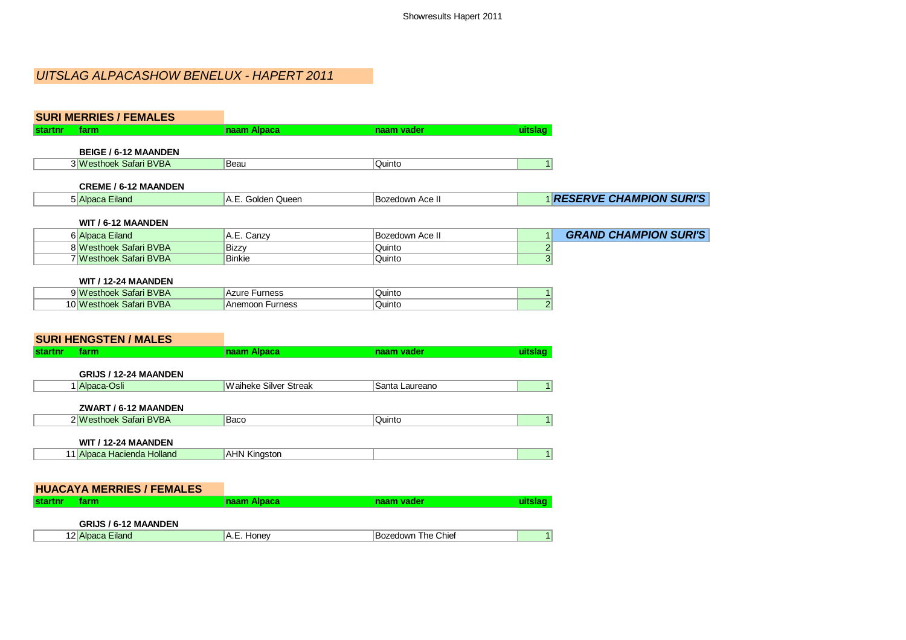# UITSLAG ALPACASHOW BENELUX - HAPERT 2011

## SURI MERRIES / FEMALES

| startnr | farm | naam Alpaca | naam vader | uitslag | |
|---|---|---|---|---|---|
| | **BEIGE / 6-12 MAANDEN** | | | | |
| 3 | Westhoek Safari BVBA | Beau | Quinto | 1 | |
| | **CREME / 6-12 MAANDEN** | | | | |
| 5 | Alpaca Eiland | A.E. Golden Queen | Bozedown Ace II | 1 | ***RESERVE CHAMPION SURI'S*** |
| | **WIT / 6-12 MAANDEN** | | | | |
| 6 | Alpaca Eiland | A.E. Canzy | Bozedown Ace II | 1 | ***GRAND CHAMPION SURI'S*** |
| 8 | Westhoek Safari BVBA | Bizzy | Quinto | 2 | |
| 7 | Westhoek Safari BVBA | Binkie | Quinto | 3 | |
| | **WIT / 12-24 MAANDEN** | | | | |
| 9 | Westhoek Safari BVBA | Azure Furness | Quinto | 1 | |
| 10 | Westhoek Safari BVBA | Anemoon Furness | Quinto | 2 | |

## SURI HENGSTEN / MALES

| startnr | farm | naam Alpaca | naam vader | uitslag |
|---|---|---|---|---|
| | **GRIJS / 12-24 MAANDEN** | | | |
| 1 | Alpaca-Osli | Waiheke Silver Streak | Santa Laureano | 1 |
| | **ZWART / 6-12 MAANDEN** | | | |
| 2 | Westhoek Safari BVBA | Baco | Quinto | 1 |
| | **WIT / 12-24 MAANDEN** | | | |
| 11 | Alpaca Hacienda Holland | AHN Kingston | | 1 |

## HUACAYA MERRIES / FEMALES

| startnr | farm | naam Alpaca | naam vader | uitslag |
|---|---|---|---|---|
| | **GRIJS / 6-12 MAANDEN** | | | |
| 12 | Alpaca Eiland | A.E. Honey | Bozedown The Chief | 1 |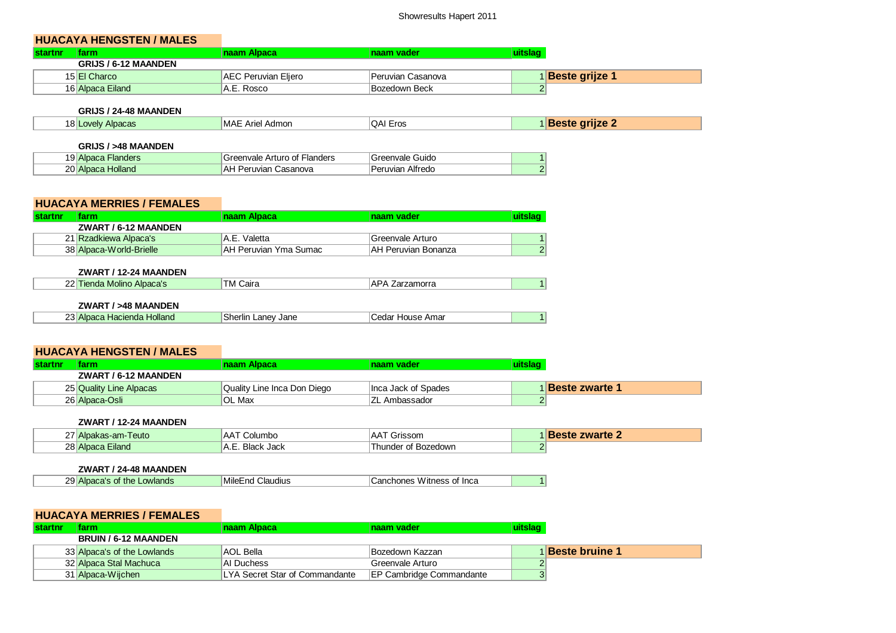Showresults Hapert 2011

## HUACAYA HENGSTEN / MALES

| startnr | farm | naam Alpaca | naam vader | uitslag | |
|---|---|---|---|---|---|
| | **GRIJS / 6-12 MAANDEN** | | | | |
| 15 | El Charco | AEC Peruvian Eljero | Peruvian Casanova | 1 | **Beste grijze 1** |
| 16 | Alpaca Eiland | A.E. Rosco | Bozedown Beck | 2 | |
| | **GRIJS / 24-48 MAANDEN** | | | | |
| 18 | Lovely Alpacas | MAE Ariel Admon | QAI Eros | 1 | **Beste grijze 2** |
| | **GRIJS / >48 MAANDEN** | | | | |
| 19 | Alpaca Flanders | Greenvale Arturo of Flanders | Greenvale Guido | 1 | |
| 20 | Alpaca Holland | AH Peruvian Casanova | Peruvian Alfredo | 2 | |

## HUACAYA MERRIES / FEMALES

| startnr | farm | naam Alpaca | naam vader | uitslag |
|---|---|---|---|---|
| | **ZWART / 6-12 MAANDEN** | | | |
| 21 | Rzadkiewa Alpaca's | A.E. Valetta | Greenvale Arturo | 1 |
| 38 | Alpaca-World-Brielle | AH Peruvian Yma Sumac | AH Peruvian Bonanza | 2 |
| | **ZWART / 12-24 MAANDEN** | | | |
| 22 | Tienda Molino Alpaca's | TM Caira | APA Zarzamorra | 1 |
| | **ZWART / >48 MAANDEN** | | | |
| 23 | Alpaca Hacienda Holland | Sherlin Laney Jane | Cedar House Amar | 1 |

## HUACAYA HENGSTEN / MALES

| startnr | farm | naam Alpaca | naam vader | uitslag | |
|---|---|---|---|---|---|
| | **ZWART / 6-12 MAANDEN** | | | | |
| 25 | Quality Line Alpacas | Quality Line Inca Don Diego | Inca Jack of Spades | 1 | **Beste zwarte 1** |
| 26 | Alpaca-Osli | OL Max | ZL Ambassador | 2 | |
| | **ZWART / 12-24 MAANDEN** | | | | |
| 27 | Alpakas-am-Teuto | AAT Columbo | AAT Grissom | 1 | **Beste zwarte 2** |
| 28 | Alpaca Eiland | A.E. Black Jack | Thunder of Bozedown | 2 | |
| | **ZWART / 24-48 MAANDEN** | | | | |
| 29 | Alpaca's of the Lowlands | MileEnd Claudius | Canchones Witness of Inca | 1 | |

## HUACAYA MERRIES / FEMALES

| startnr | farm | naam Alpaca | naam vader | uitslag | |
|---|---|---|---|---|---|
| | **BRUIN / 6-12 MAANDEN** | | | | |
| 33 | Alpaca's of the Lowlands | AOL Bella | Bozedown Kazzan | 1 | **Beste bruine 1** |
| 32 | Alpaca Stal Machuca | AI Duchess | Greenvale Arturo | 2 | |
| 31 | Alpaca-Wijchen | LYA Secret Star of Commandante | EP Cambridge Commandante | 3 | |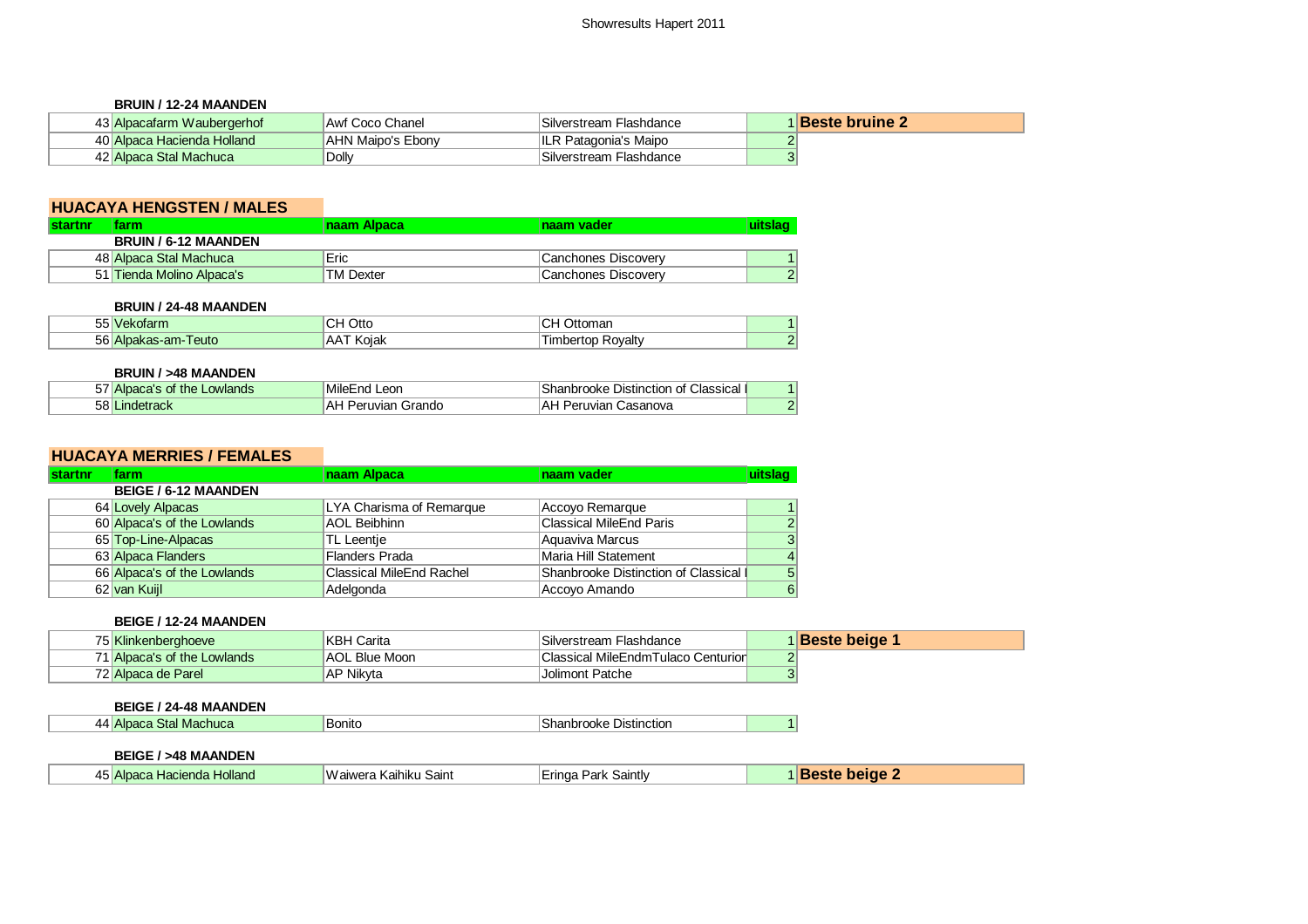Showresults Hapert 2011

**BRUIN / 12-24 MAANDEN**

| startnr | farm | naam Alpaca | naam vader | uitslag | |
|---|---|---|---|---|---|
| 43 | Alpacafarm Waubergerhof | Awf Coco Chanel | Silverstream Flashdance | 1 | **Beste bruine 2** |
| 40 | Alpaca Hacienda Holland | AHN Maipo's Ebony | ILR Patagonia's Maipo | 2 | |
| 42 | Alpaca Stal Machuca | Dolly | Silverstream Flashdance | 3 | |

## HUACAYA HENGSTEN / MALES

| startnr | farm | naam Alpaca | naam vader | uitslag |
|---|---|---|---|---|
| | **BRUIN / 6-12 MAANDEN** | | | |
| 48 | Alpaca Stal Machuca | Eric | Canchones Discovery | 1 |
| 51 | Tienda Molino Alpaca's | TM Dexter | Canchones Discovery | 2 |
| | **BRUIN / 24-48 MAANDEN** | | | |
| 55 | Vekofarm | CH Otto | CH Ottoman | 1 |
| 56 | Alpakas-am-Teuto | AAT Kojak | Timbertop Royalty | 2 |
| | **BRUIN / >48 MAANDEN** | | | |
| 57 | Alpaca's of the Lowlands | MileEnd Leon | Shanbrooke Distinction of Classical I | 1 |
| 58 | Lindetrack | AH Peruvian Grando | AH Peruvian Casanova | 2 |

## HUACAYA MERRIES / FEMALES

| startnr | farm | naam Alpaca | naam vader | uitslag | |
|---|---|---|---|---|---|
| | **BEIGE / 6-12 MAANDEN** | | | | |
| 64 | Lovely Alpacas | LYA Charisma of Remarque | Accoyo Remarque | 1 | |
| 60 | Alpaca's of the Lowlands | AOL Beibhinn | Classical MileEnd Paris | 2 | |
| 65 | Top-Line-Alpacas | TL Leentje | Aquaviva Marcus | 3 | |
| 63 | Alpaca Flanders | Flanders Prada | Maria Hill Statement | 4 | |
| 66 | Alpaca's of the Lowlands | Classical MileEnd Rachel | Shanbrooke Distinction of Classical I | 5 | |
| 62 | van Kuijl | Adelgonda | Accoyo Amando | 6 | |
| | **BEIGE / 12-24 MAANDEN** | | | | |
| 75 | Klinkenberghoeve | KBH Carita | Silverstream Flashdance | 1 | **Beste beige 1** |
| 71 | Alpaca's of the Lowlands | AOL Blue Moon | Classical MileEndmTulaco Centurion | 2 | |
| 72 | Alpaca de Parel | AP Nikyta | Jolimont Patche | 3 | |
| | **BEIGE / 24-48 MAANDEN** | | | | |
| 44 | Alpaca Stal Machuca | Bonito | Shanbrooke Distinction | 1 | |
| | **BEIGE / >48 MAANDEN** | | | | |
| 45 | Alpaca Hacienda Holland | Waiwera Kaihiku Saint | Eringa Park Saintly | 1 | **Beste beige 2** |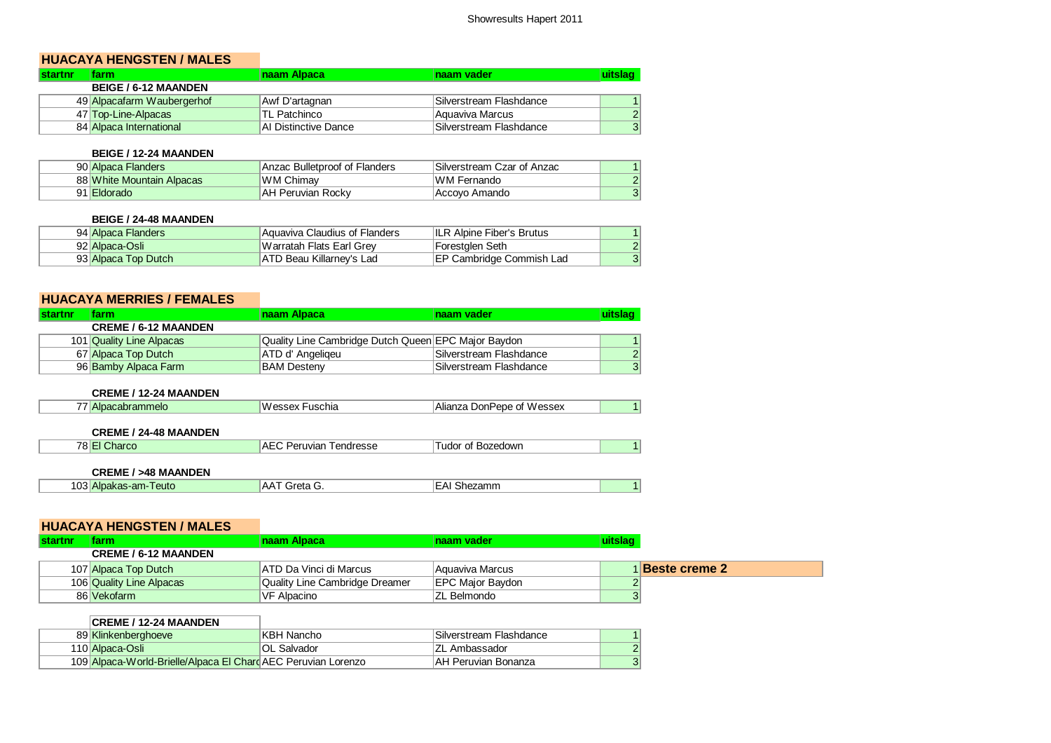Showresults Hapert 2011

## HUACAYA HENGSTEN / MALES

| startnr | farm | naam Alpaca | naam vader | uitslag |
|---|---|---|---|---|
| | **BEIGE / 6-12 MAANDEN** | | | |
| 49 | Alpacafarm Waubergerhof | Awf D'artagnan | Silverstream Flashdance | 1 |
| 47 | Top-Line-Alpacas | TL Patchinco | Aquaviva Marcus | 2 |
| 84 | Alpaca International | AI Distinctive Dance | Silverstream Flashdance | 3 |
| | **BEIGE / 12-24 MAANDEN** | | | |
| 90 | Alpaca Flanders | Anzac Bulletproof of Flanders | Silverstream Czar of Anzac | 1 |
| 88 | White Mountain Alpacas | WM Chimay | WM Fernando | 2 |
| 91 | Eldorado | AH Peruvian Rocky | Accoyo Amando | 3 |
| | **BEIGE / 24-48 MAANDEN** | | | |
| 94 | Alpaca Flanders | Aquaviva Claudius of Flanders | ILR Alpine Fiber's Brutus | 1 |
| 92 | Alpaca-Osli | Warratah Flats Earl Grey | Forestglen Seth | 2 |
| 93 | Alpaca Top Dutch | ATD Beau Killarney's Lad | EP Cambridge Commish Lad | 3 |

## HUACAYA MERRIES / FEMALES

| startnr | farm | naam Alpaca | naam vader | uitslag |
|---|---|---|---|---|
| | **CREME / 6-12 MAANDEN** | | | |
| 101 | Quality Line Alpacas | Quality Line Cambridge Dutch Queen | EPC Major Baydon | 1 |
| 67 | Alpaca Top Dutch | ATD d' Angeliqeu | Silverstream Flashdance | 2 |
| 96 | Bamby Alpaca Farm | BAM Desteny | Silverstream Flashdance | 3 |
| | **CREME / 12-24 MAANDEN** | | | |
| 77 | Alpacabrammelo | Wessex Fuschia | Alianza DonPepe of Wessex | 1 |
| | **CREME / 24-48 MAANDEN** | | | |
| 78 | El Charco | AEC Peruvian Tendresse | Tudor of Bozedown | 1 |
| | **CREME / >48 MAANDEN** | | | |
| 103 | Alpakas-am-Teuto | AAT Greta G. | EAI Shezamm | 1 |

## HUACAYA HENGSTEN / MALES

| startnr | farm | naam Alpaca | naam vader | uitslag | |
|---|---|---|---|---|---|
| | **CREME / 6-12 MAANDEN** | | | | |
| 107 | Alpaca Top Dutch | ATD Da Vinci di Marcus | Aquaviva Marcus | 1 | **Beste creme 2** |
| 106 | Quality Line Alpacas | Quality Line Cambridge Dreamer | EPC Major Baydon | 2 | |
| 86 | Vekofarm | VF Alpacino | ZL Belmondo | 3 | |
| | **CREME / 12-24 MAANDEN** | | | | |
| 89 | Klinkenberghoeve | KBH Nancho | Silverstream Flashdance | 1 | |
| 110 | Alpaca-Osli | OL Salvador | ZL Ambassador | 2 | |
| 109 | Alpaca-World-Brielle/Alpaca El Charc | AEC Peruvian Lorenzo | AH Peruvian Bonanza | 3 | |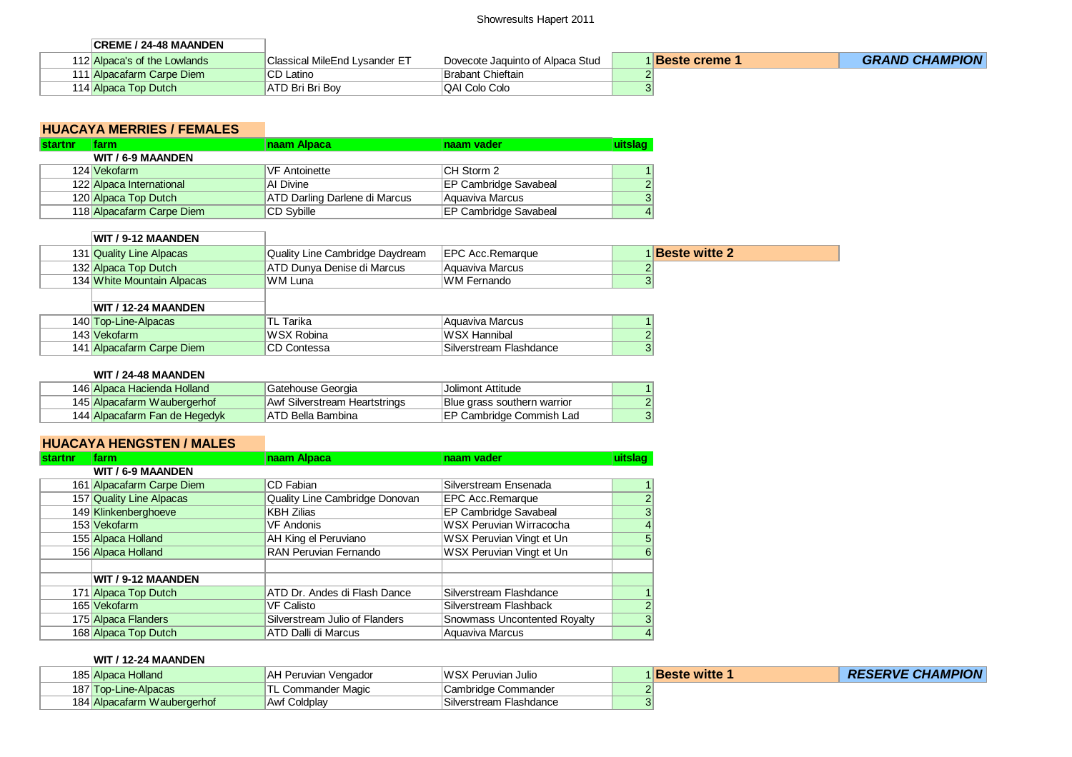Showresults Hapert 2011

| | CREME / 24-48 MAANDEN | | | | | |
|---|---|---|---|---|---|---|
| 112 | Alpaca's of the Lowlands | Classical MileEnd Lysander ET | Dovecote Jaquinto of Alpaca Stud | 1 | **Beste creme 1** | ***GRAND CHAMPION*** |
| 111 | Alpacafarm Carpe Diem | CD Latino | Brabant Chieftain | 2 | | |
| 114 | Alpaca Top Dutch | ATD Bri Bri Boy | QAI Colo Colo | 3 | | |

## HUACAYA MERRIES / FEMALES

| startnr | farm | naam Alpaca | naam vader | uitslag | | |
|---|---|---|---|---|---|---|
| | **WIT / 6-9 MAANDEN** | | | | | |
| 124 | Vekofarm | VF Antoinette | CH Storm 2 | 1 | | |
| 122 | Alpaca International | AI Divine | EP Cambridge Savabeal | 2 | | |
| 120 | Alpaca Top Dutch | ATD Darling Darlene di Marcus | Aquaviva Marcus | 3 | | |
| 118 | Alpacafarm Carpe Diem | CD Sybille | EP Cambridge Savabeal | 4 | | |
| | **WIT / 9-12 MAANDEN** | | | | | |
| 131 | Quality Line Alpacas | Quality Line Cambridge Daydream | EPC Acc.Remarque | 1 | **Beste witte 2** | |
| 132 | Alpaca Top Dutch | ATD Dunya Denise di Marcus | Aquaviva Marcus | 2 | | |
| 134 | White Mountain Alpacas | WM Luna | WM Fernando | 3 | | |
| | **WIT / 12-24 MAANDEN** | | | | | |
| 140 | Top-Line-Alpacas | TL Tarika | Aquaviva Marcus | 1 | | |
| 143 | Vekofarm | WSX Robina | WSX Hannibal | 2 | | |
| 141 | Alpacafarm Carpe Diem | CD Contessa | Silverstream Flashdance | 3 | | |
| | **WIT / 24-48 MAANDEN** | | | | | |
| 146 | Alpaca Hacienda Holland | Gatehouse Georgia | Jolimont Attitude | 1 | | |
| 145 | Alpacafarm Waubergerhof | Awf Silverstream Heartstrings | Blue grass southern warrior | 2 | | |
| 144 | Alpacafarm Fan de Hegedyk | ATD Bella Bambina | EP Cambridge Commish Lad | 3 | | |

## HUACAYA HENGSTEN / MALES

| startnr | farm | naam Alpaca | naam vader | uitslag | | |
|---|---|---|---|---|---|---|
| | **WIT / 6-9 MAANDEN** | | | | | |
| 161 | Alpacafarm Carpe Diem | CD Fabian | Silverstream Ensenada | 1 | | |
| 157 | Quality Line Alpacas | Quality Line Cambridge Donovan | EPC Acc.Remarque | 2 | | |
| 149 | Klinkenberghoeve | KBH Zilias | EP Cambridge Savabeal | 3 | | |
| 153 | Vekofarm | VF Andonis | WSX Peruvian Wirracocha | 4 | | |
| 155 | Alpaca Holland | AH King el Peruviano | WSX Peruvian Vingt et Un | 5 | | |
| 156 | Alpaca Holland | RAN Peruvian Fernando | WSX Peruvian Vingt et Un | 6 | | |
| | **WIT / 9-12 MAANDEN** | | | | | |
| 171 | Alpaca Top Dutch | ATD Dr. Andes di Flash Dance | Silverstream Flashdance | 1 | | |
| 165 | Vekofarm | VF Calisto | Silverstream Flashback | 2 | | |
| 175 | Alpaca Flanders | Silverstream Julio of Flanders | Snowmass Uncontented Royalty | 3 | | |
| 168 | Alpaca Top Dutch | ATD Dalli di Marcus | Aquaviva Marcus | 4 | | |
| | **WIT / 12-24 MAANDEN** | | | | | |
| 185 | Alpaca Holland | AH Peruvian Vengador | WSX Peruvian Julio | 1 | **Beste witte 1** | ***RESERVE CHAMPION*** |
| 187 | Top-Line-Alpacas | TL Commander Magic | Cambridge Commander | 2 | | |
| 184 | Alpacafarm Waubergerhof | Awf Coldplay | Silverstream Flashdance | 3 | | |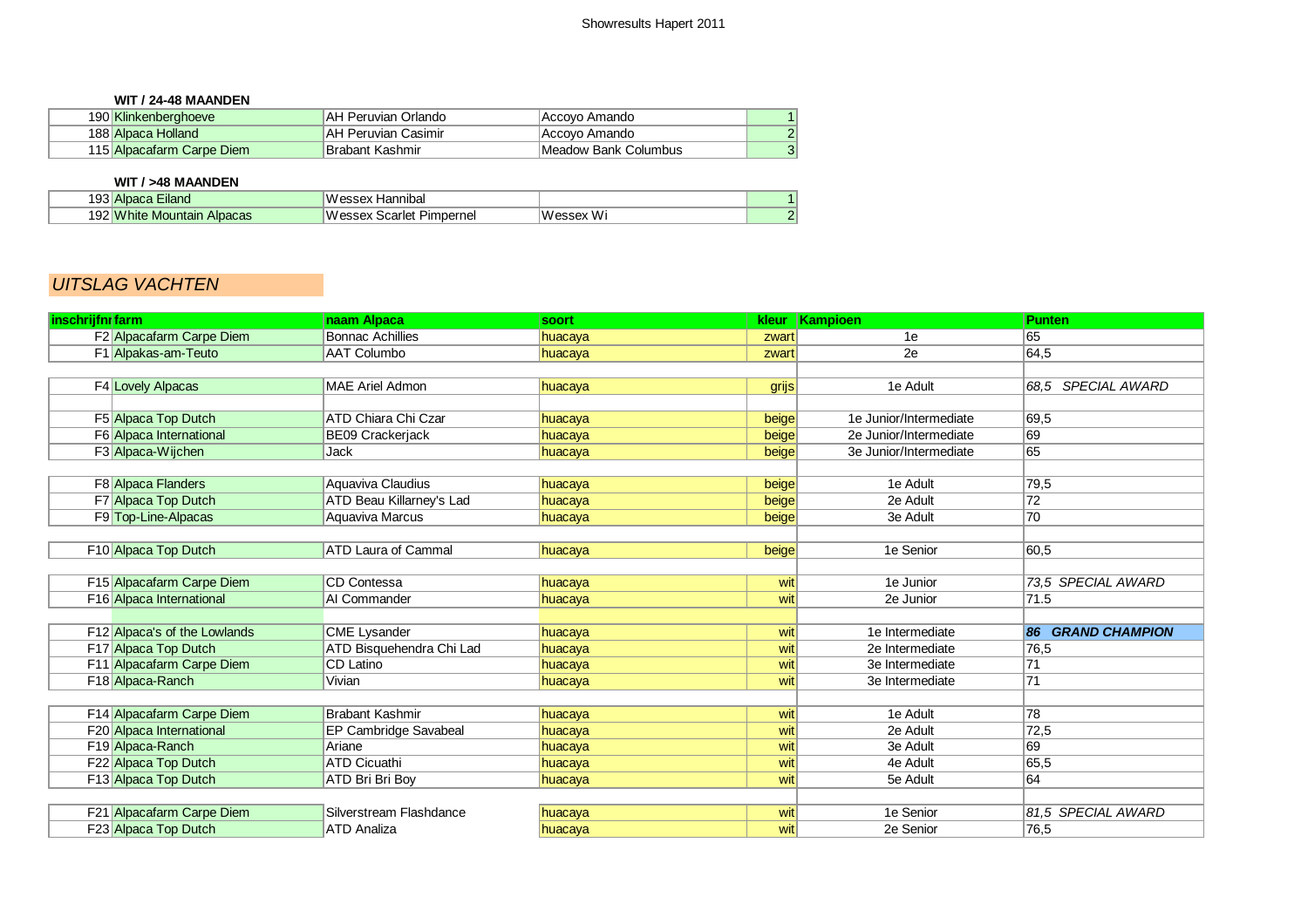### WIT / 24-48 MAANDEN

| | | | | |
|---|---|---|---|---|
| 190 | Klinkenberghoeve | AH Peruvian Orlando | Accoyo Amando | 1 |
| 188 | Alpaca Holland | AH Peruvian Casimir | Accoyo Amando | 2 |
| 115 | Alpacafarm Carpe Diem | Brabant Kashmir | Meadow Bank Columbus | 3 |

### WIT / >48 MAANDEN

| | | | | |
|---|---|---|---|---|
| 193 | Alpaca Eiland | Wessex Hannibal | | 1 |
| 192 | White Mountain Alpacas | Wessex Scarlet Pimpernel | Wessex Wi | 2 |

## *UITSLAG VACHTEN*

| inschrijfnr | farm | naam Alpaca | soort | kleur | Kampioen | Punten |
|---|---|---|---|---|---|---|
| F2 | Alpacafarm Carpe Diem | Bonnac Achillies | huacaya | zwart | 1e | 65 |
| F1 | Alpakas-am-Teuto | AAT Columbo | huacaya | zwart | 2e | 64,5 |
| | | | | | | |
| F4 | Lovely Alpacas | MAE Ariel Admon | huacaya | grijs | 1e Adult | *68,5 SPECIAL AWARD* |
| | | | | | | |
| F5 | Alpaca Top Dutch | ATD Chiara Chi Czar | huacaya | beige | 1e Junior/Intermediate | 69,5 |
| F6 | Alpaca International | BE09 Crackerjack | huacaya | beige | 2e Junior/Intermediate | 69 |
| F3 | Alpaca-Wijchen | Jack | huacaya | beige | 3e Junior/Intermediate | 65 |
| | | | | | | |
| F8 | Alpaca Flanders | Aquaviva Claudius | huacaya | beige | 1e Adult | 79,5 |
| F7 | Alpaca Top Dutch | ATD Beau Killarney's Lad | huacaya | beige | 2e Adult | 72 |
| F9 | Top-Line-Alpacas | Aquaviva Marcus | huacaya | beige | 3e Adult | 70 |
| | | | | | | |
| F10 | Alpaca Top Dutch | ATD Laura of Cammal | huacaya | beige | 1e Senior | 60,5 |
| | | | | | | |
| F15 | Alpacafarm Carpe Diem | CD Contessa | huacaya | wit | 1e Junior | *73,5 SPECIAL AWARD* |
| F16 | Alpaca International | AI Commander | huacaya | wit | 2e Junior | 71.5 |
| | | | | | | |
| F12 | Alpaca's of the Lowlands | CME Lysander | huacaya | wit | 1e Intermediate | ***86 GRAND CHAMPION*** |
| F17 | Alpaca Top Dutch | ATD Bisquehendra Chi Lad | huacaya | wit | 2e Intermediate | 76,5 |
| F11 | Alpacafarm Carpe Diem | CD Latino | huacaya | wit | 3e Intermediate | 71 |
| F18 | Alpaca-Ranch | Vivian | huacaya | wit | 3e Intermediate | 71 |
| | | | | | | |
| F14 | Alpacafarm Carpe Diem | Brabant Kashmir | huacaya | wit | 1e Adult | 78 |
| F20 | Alpaca International | EP Cambridge Savabeal | huacaya | wit | 2e Adult | 72,5 |
| F19 | Alpaca-Ranch | Ariane | huacaya | wit | 3e Adult | 69 |
| F22 | Alpaca Top Dutch | ATD Cicuathi | huacaya | wit | 4e Adult | 65,5 |
| F13 | Alpaca Top Dutch | ATD Bri Bri Boy | huacaya | wit | 5e Adult | 64 |
| | | | | | | |
| F21 | Alpacafarm Carpe Diem | Silverstream Flashdance | huacaya | wit | 1e Senior | *81,5 SPECIAL AWARD* |
| F23 | Alpaca Top Dutch | ATD Analiza | huacaya | wit | 2e Senior | 76,5 |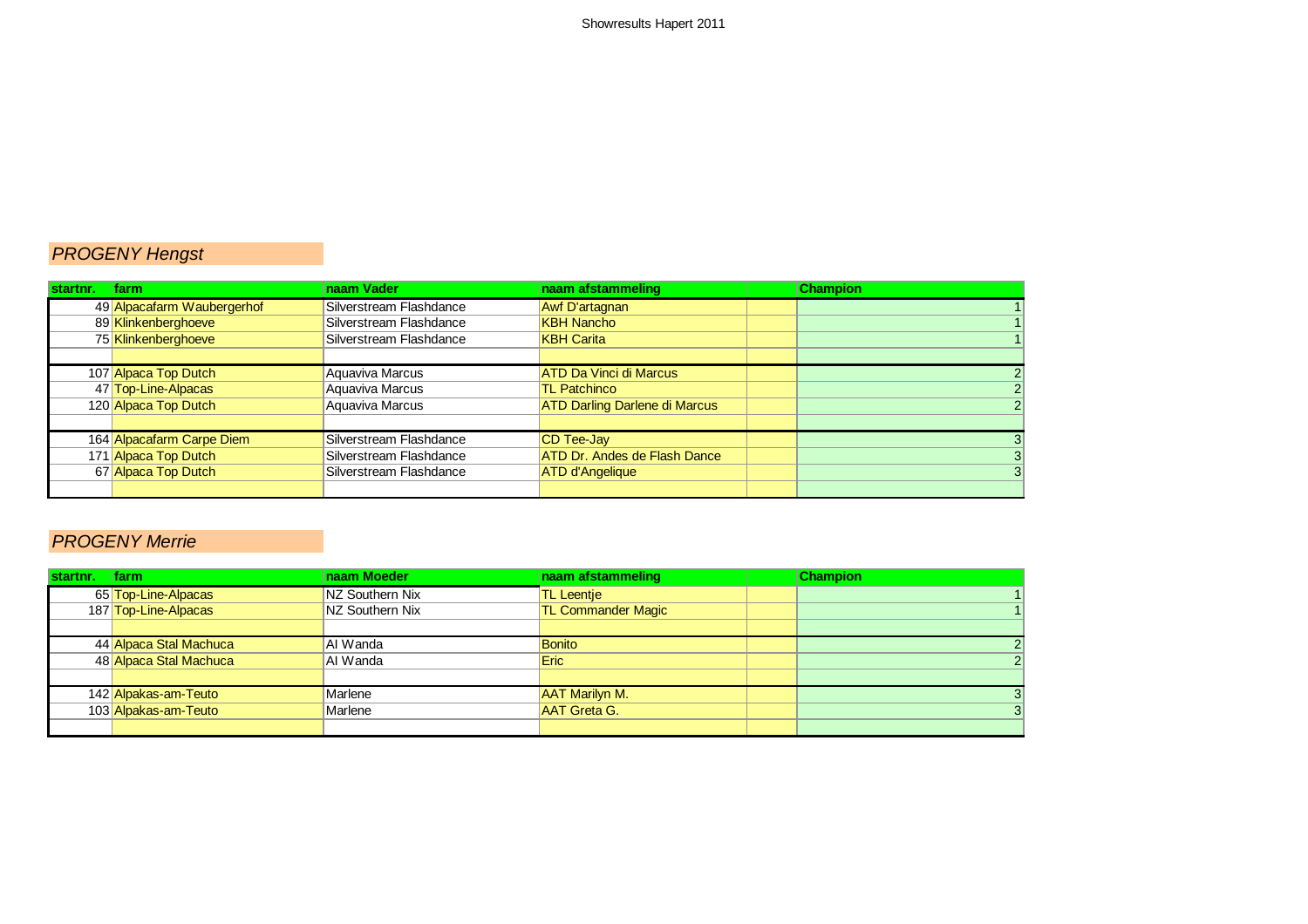*PROGENY Hengst*

| startnr. | farm | naam Vader | naam afstammeling | | Champion |
|---|---|---|---|---|---|
| 49 | Alpacafarm Waubergerhof | Silverstream Flashdance | Awf D'artagnan | | 1 |
| 89 | Klinkenberghoeve | Silverstream Flashdance | KBH Nancho | | 1 |
| 75 | Klinkenberghoeve | Silverstream Flashdance | KBH Carita | | 1 |
| | | | | | |
| 107 | Alpaca Top Dutch | Aquaviva Marcus | ATD Da Vinci di Marcus | | 2 |
| 47 | Top-Line-Alpacas | Aquaviva Marcus | TL Patchinco | | 2 |
| 120 | Alpaca Top Dutch | Aquaviva Marcus | ATD Darling Darlene di Marcus | | 2 |
| | | | | | |
| 164 | Alpacafarm Carpe Diem | Silverstream Flashdance | CD Tee-Jay | | 3 |
| 171 | Alpaca Top Dutch | Silverstream Flashdance | ATD Dr. Andes de Flash Dance | | 3 |
| 67 | Alpaca Top Dutch | Silverstream Flashdance | ATD d'Angelique | | 3 |
| | | | | | |

*PROGENY Merrie*

| startnr. | farm | naam Moeder | naam afstammeling | | Champion |
|---|---|---|---|---|---|
| 65 | Top-Line-Alpacas | NZ Southern Nix | TL Leentje | | 1 |
| 187 | Top-Line-Alpacas | NZ Southern Nix | TL Commander Magic | | 1 |
| | | | | | |
| 44 | Alpaca Stal Machuca | Al Wanda | Bonito | | 2 |
| 48 | Alpaca Stal Machuca | Al Wanda | Eric | | 2 |
| | | | | | |
| 142 | Alpakas-am-Teuto | Marlene | AAT Marilyn M. | | 3 |
| 103 | Alpakas-am-Teuto | Marlene | AAT Greta G. | | 3 |
| | | | | | |